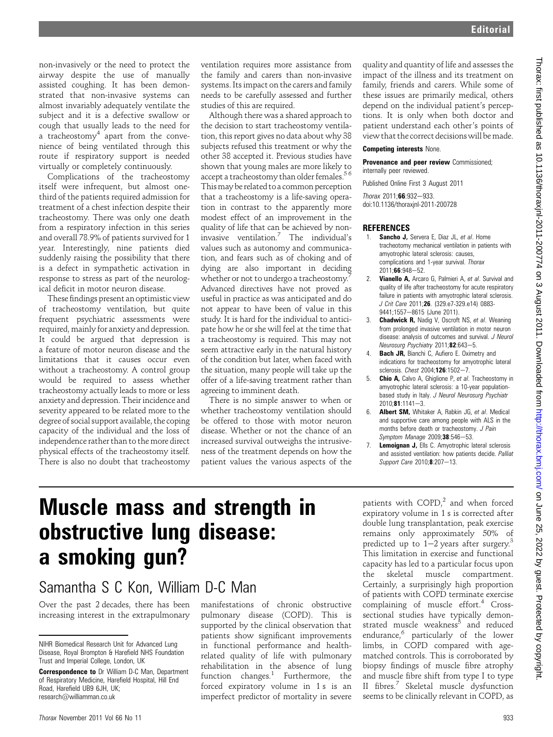non-invasively or the need to protect the airway despite the use of manually assisted coughing. It has been demonstrated that non-invasive systems can almost invariably adequately ventilate the subject and it is a defective swallow or cough that usually leads to the need for a tracheostomy[4] apart from the convenience of being ventilated through this route if respiratory support is needed virtually or completely continuously.

Complications of the tracheostomy itself were infrequent, but almost one-third of the patients required admission for treatment of a chest infection despite their tracheostomy. There was only one death from a respiratory infection in this series and overall 78.9% of patients survived for 1 year. Interestingly, nine patients died suddenly raising the possibility that there is a defect in sympathetic activation in response to stress as part of the neurological deficit in motor neuron disease.

These findings present an optimistic view of tracheostomy ventilation, but quite frequent psychiatric assessments were required, mainly for anxiety and depression. It could be argued that depression is a feature of motor neuron disease and the limitations that it causes occur even without a tracheostomy. A control group would be required to assess whether tracheostomy actually leads to more or less anxiety and depression. Their incidence and severity appeared to be related more to the degree of social support available, the coping capacity of the individual and the loss of independence rather than to the more direct physical effects of the tracheostomy itself. There is also no doubt that tracheostomy ventilation requires more assistance from the family and carers than non-invasive systems. Its impact on the carers and family needs to be carefully assessed and further studies of this are required.

Although there was a shared approach to the decision to start tracheostomy ventilation, this report gives no data about why 38 subjects refused this treatment or why the other 38 accepted it. Previous studies have shown that young males are more likely to accept a tracheostomy than older females.[5,6] This may be related to a common perception that a tracheostomy is a life-saving operation in contrast to the apparently more modest effect of an improvement in the quality of life that can be achieved by non-invasive ventilation.[7] The individual's values such as autonomy and communication, and fears such as of choking and of dying are also important in deciding whether or not to undergo a tracheostomy.[7] Advanced directives have not proved as useful in practice as was anticipated and do not appear to have been of value in this study. It is hard for the individual to anticipate how he or she will feel at the time that a tracheostomy is required. This may not seem attractive early in the natural history of the condition but later, when faced with the situation, many people will take up the offer of a life-saving treatment rather than agreeing to imminent death.

There is no simple answer to when or whether tracheostomy ventilation should be offered to those with motor neuron disease. Whether or not the chance of an increased survival outweighs the intrusiveness of the treatment depends on how the patient values the various aspects of the quality and quantity of life and assesses the impact of the illness and its treatment on family, friends and carers. While some of these issues are primarily medical, others depend on the individual patient's perceptions. It is only when both doctor and patient understand each other's points of view that the correct decisions will be made.

**Competing interests** None.

**Provenance and peer review** Commissioned; internally peer reviewed.

Published Online First 3 August 2011

*Thorax* 2011;**66**:932–933.
doi:10.1136/thoraxjnl-2011-200728

## REFERENCES

1. **Sancho J,** Servera E, Diaz JL, *et al*. Home tracheostomy mechanical ventilation in patients with amyotrophic lateral sclerosis: causes, complications and 1-year survival. *Thorax* 2011;**66**:948–52.
2. **Vianello A,** Arcaro G, Palmieri A, *et al*. Survival and quality of life after tracheostomy for acute respiratory failure in patients with amyotrophic lateral sclerosis. *J Crit Care* 2011;**26**. (329.e7-329.e14) 0883-9441;1557–8615 (June 2011).
3. **Chadwick R,** Nadig V, Oscroft NS, *et al*. Weaning from prolonged invasive ventilation in motor neuron disease: analysis of outcomes and survival. *J Neurol Neurosurg Psychiatry* 2011;**82**:643–5.
4. **Bach JR,** Bianchi C, Aufiero E. Oximetry and indications for tracheostomy for amyotrophic lateral sclerosis. *Chest* 2004;**126**:1502–7.
5. **Chio A,** Calvo A, Ghiglione P, *et al*. Tracheostomy in amyotrophic lateral sclerosis: a 10-year population-based study in Italy. *J Neurol Neurosurg Psychiatr* 2010;**81**:1141–3.
6. **Albert SM,** Whitaker A, Rabkin JG, *et al*. Medical and supportive care among people with ALS in the months before death or tracheostomy. *J Pain Symptom Manage* 2009;**38**:546–53.
7. **Lemoignan J,** Ells C. Amyotrophic lateral sclerosis and assisted ventilation: how patients decide. *Palliat Support Care* 2010;**8**:207–13.

# Muscle mass and strength in obstructive lung disease: a smoking gun?

## Samantha S C Kon, William D-C Man

NIHR Biomedical Research Unit for Advanced Lung Disease, Royal Brompton & Harefield NHS Foundation Trust and Imperial College, London, UK

**Correspondence to** Dr William D-C Man, Department of Respiratory Medicine, Harefield Hospital, Hill End Road, Harefield UB9 6JH, UK; research@williamman.co.uk

Over the past 2 decades, there has been increasing interest in the extrapulmonary manifestations of chronic obstructive pulmonary disease (COPD). This is supported by the clinical observation that patients show significant improvements in functional performance and health-related quality of life with pulmonary rehabilitation in the absence of lung function changes.[1] Furthermore, the forced expiratory volume in 1 s is an imperfect predictor of mortality in severe patients with COPD,[2] and when forced expiratory volume in 1 s is corrected after double lung transplantation, peak exercise remains only approximately 50% of predicted up to 1–2 years after surgery.[3] This limitation in exercise and functional capacity has led to a particular focus upon the skeletal muscle compartment. Certainly, a surprisingly high proportion of patients with COPD terminate exercise complaining of muscle effort.[4] Cross-sectional studies have typically demonstrated muscle weakness[5] and reduced endurance,[6] particularly of the lower limbs, in COPD compared with age-matched controls. This is corroborated by biopsy findings of muscle fibre atrophy and muscle fibre shift from type I to type II fibres.[7] Skeletal muscle dysfunction seems to be clinically relevant in COPD, as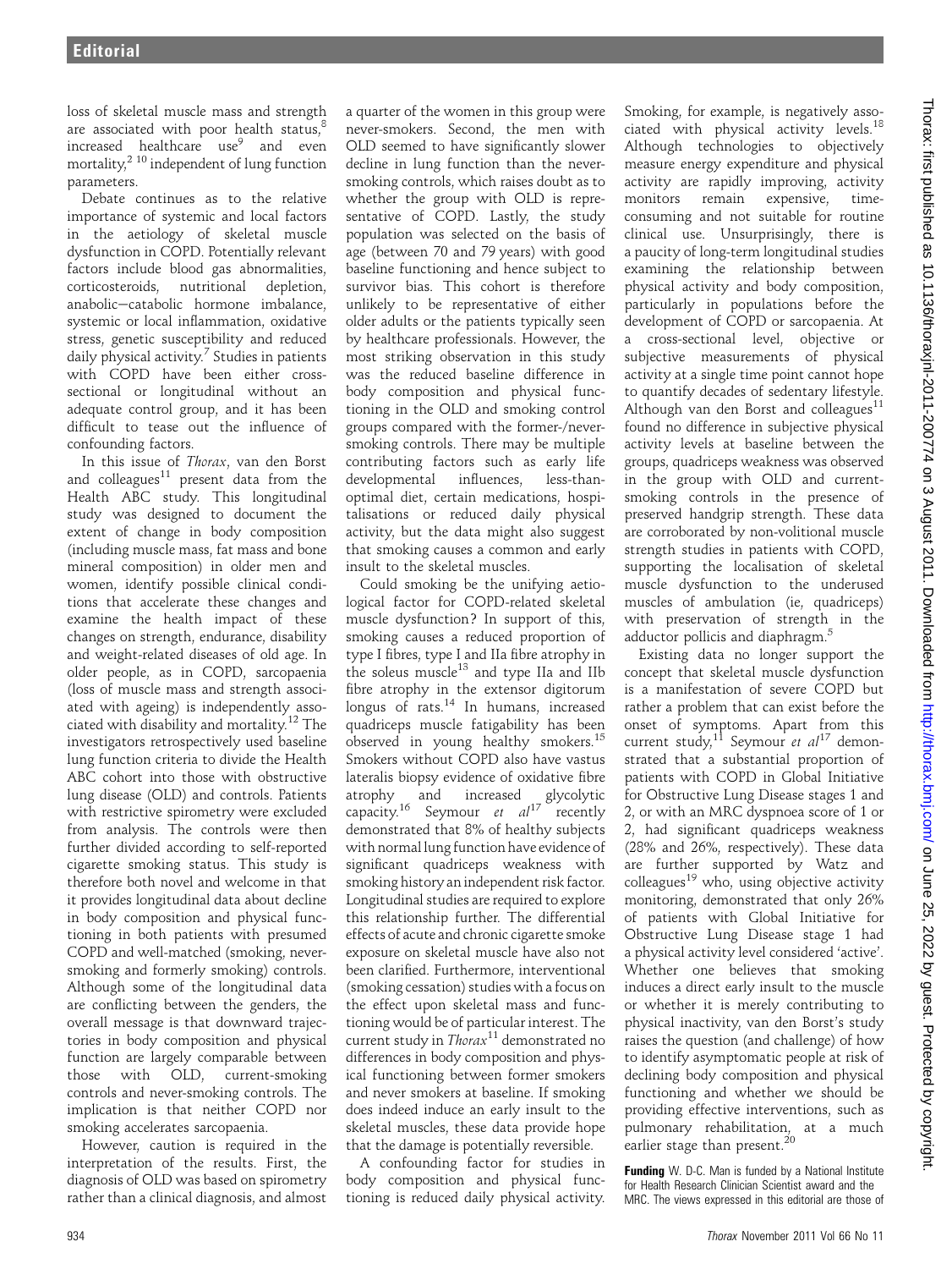loss of skeletal muscle mass and strength are associated with poor health status,[8] increased healthcare use[9] and even mortality,[2 10] independent of lung function parameters.

Debate continues as to the relative importance of systemic and local factors in the aetiology of skeletal muscle dysfunction in COPD. Potentially relevant factors include blood gas abnormalities, corticosteroids, nutritional depletion, anabolic–catabolic hormone imbalance, systemic or local inflammation, oxidative stress, genetic susceptibility and reduced daily physical activity.[7] Studies in patients with COPD have been either cross-sectional or longitudinal without an adequate control group, and it has been difficult to tease out the influence of confounding factors.

In this issue of *Thorax*, van den Borst and colleagues[11] present data from the Health ABC study. This longitudinal study was designed to document the extent of change in body composition (including muscle mass, fat mass and bone mineral composition) in older men and women, identify possible clinical conditions that accelerate these changes and examine the health impact of these changes on strength, endurance, disability and weight-related diseases of old age. In older people, as in COPD, sarcopaenia (loss of muscle mass and strength associated with ageing) is independently associated with disability and mortality.[12] The investigators retrospectively used baseline lung function criteria to divide the Health ABC cohort into those with obstructive lung disease (OLD) and controls. Patients with restrictive spirometry were excluded from analysis. The controls were then further divided according to self-reported cigarette smoking status. This study is therefore both novel and welcome in that it provides longitudinal data about decline in body composition and physical functioning in both patients with presumed COPD and well-matched (smoking, never-smoking and formerly smoking) controls. Although some of the longitudinal data are conflicting between the genders, the overall message is that downward trajectories in body composition and physical function are largely comparable between those with OLD, current-smoking controls and never-smoking controls. The implication is that neither COPD nor smoking accelerates sarcopaenia.

However, caution is required in the interpretation of the results. First, the diagnosis of OLD was based on spirometry rather than a clinical diagnosis, and almost a quarter of the women in this group were never-smokers. Second, the men with OLD seemed to have significantly slower decline in lung function than the never-smoking controls, which raises doubt as to whether the group with OLD is representative of COPD. Lastly, the study population was selected on the basis of age (between 70 and 79 years) with good baseline functioning and hence subject to survivor bias. This cohort is therefore unlikely to be representative of either older adults or the patients typically seen by healthcare professionals. However, the most striking observation in this study was the reduced baseline difference in body composition and physical functioning in the OLD and smoking control groups compared with the former-/never-smoking controls. There may be multiple contributing factors such as early life developmental influences, less-than-optimal diet, certain medications, hospitalisations or reduced daily physical activity, but the data might also suggest that smoking causes a common and early insult to the skeletal muscles.

Could smoking be the unifying aetiological factor for COPD-related skeletal muscle dysfunction? In support of this, smoking causes a reduced proportion of type I fibres, type I and IIa fibre atrophy in the soleus muscle[13] and type IIa and IIb fibre atrophy in the extensor digitorum longus of rats.[14] In humans, increased quadriceps muscle fatigability has been observed in young healthy smokers.[15] Smokers without COPD also have vastus lateralis biopsy evidence of oxidative fibre atrophy and increased glycolytic capacity.[16] Seymour *et al*[17] recently demonstrated that 8% of healthy subjects with normal lung function have evidence of significant quadriceps weakness with smoking history an independent risk factor. Longitudinal studies are required to explore this relationship further. The differential effects of acute and chronic cigarette smoke exposure on skeletal muscle have also not been clarified. Furthermore, interventional (smoking cessation) studies with a focus on the effect upon skeletal mass and functioning would be of particular interest. The current study in *Thorax*[11] demonstrated no differences in body composition and physical functioning between former smokers and never smokers at baseline. If smoking does indeed induce an early insult to the skeletal muscles, these data provide hope that the damage is potentially reversible.

A confounding factor for studies in body composition and physical functioning is reduced daily physical activity. Smoking, for example, is negatively associated with physical activity levels.[18] Although technologies to objectively measure energy expenditure and physical activity are rapidly improving, activity monitors remain expensive, time-consuming and not suitable for routine clinical use. Unsurprisingly, there is a paucity of long-term longitudinal studies examining the relationship between physical activity and body composition, particularly in populations before the development of COPD or sarcopaenia. At a cross-sectional level, objective or subjective measurements of physical activity at a single time point cannot hope to quantify decades of sedentary lifestyle. Although van den Borst and colleagues[11] found no difference in subjective physical activity levels at baseline between the groups, quadriceps weakness was observed in the group with OLD and current-smoking controls in the presence of preserved handgrip strength. These data are corroborated by non-volitional muscle strength studies in patients with COPD, supporting the localisation of skeletal muscle dysfunction to the underused muscles of ambulation (ie, quadriceps) with preservation of strength in the adductor pollicis and diaphragm.[5]

Existing data no longer support the concept that skeletal muscle dysfunction is a manifestation of severe COPD but rather a problem that can exist before the onset of symptoms. Apart from this current study,[11] Seymour *et al*[17] demonstrated that a substantial proportion of patients with COPD in Global Initiative for Obstructive Lung Disease stages 1 and 2, or with an MRC dyspnoea score of 1 or 2, had significant quadriceps weakness (28% and 26%, respectively). These data are further supported by Watz and colleagues[19] who, using objective activity monitoring, demonstrated that only 26% of patients with Global Initiative for Obstructive Lung Disease stage 1 had a physical activity level considered 'active'. Whether one believes that smoking induces a direct early insult to the muscle or whether it is merely contributing to physical inactivity, van den Borst's study raises the question (and challenge) of how to identify asymptomatic people at risk of declining body composition and physical functioning and whether we should be providing effective interventions, such as pulmonary rehabilitation, at a much earlier stage than present.[20]

**Funding** W. D-C. Man is funded by a National Institute for Health Research Clinician Scientist award and the MRC. The views expressed in this editorial are those of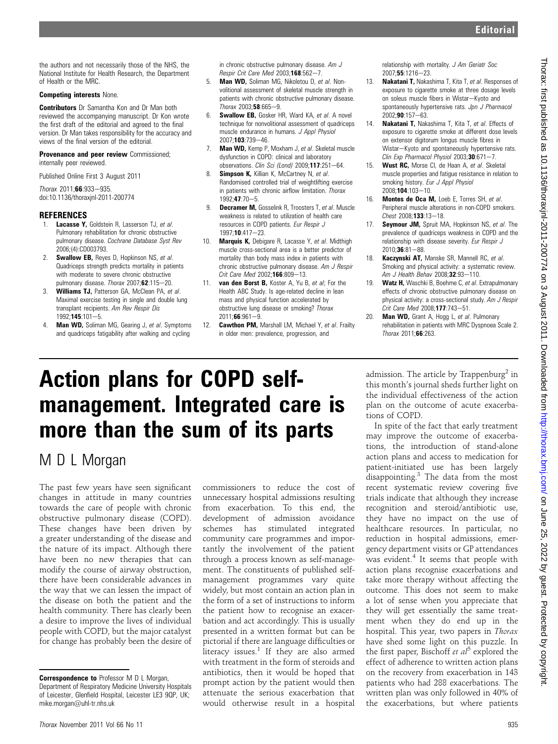the authors and not necessarily those of the NHS, the National Institute for Health Research, the Department of Health or the MRC.

**Competing interests** None.

**Contributors** Dr Samantha Kon and Dr Man both reviewed the accompanying manuscript. Dr Kon wrote the first draft of the editorial and agreed to the final version. Dr Man takes responsibility for the accuracy and views of the final version of the editorial.

**Provenance and peer review** Commissioned; internally peer reviewed.

Published Online First 3 August 2011

*Thorax* 2011;**66**:933–935.
doi:10.1136/thoraxjnl-2011-200774

## REFERENCES

1. **Lacasse Y,** Goldstein R, Lasserson TJ, *et al*. Pulmonary rehabilitation for chronic obstructive pulmonary disease. *Cochrane Database Syst Rev* 2006;(4):CD003793.
2. **Swallow EB,** Reyes D, Hopkinson NS, *et al*. Quadriceps strength predicts mortality in patients with moderate to severe chronic obstructive pulmonary disease. *Thorax* 2007;**62**:115–20.
3. **Williams TJ,** Patterson GA, McClean PA, *et al*. Maximal exercise testing in single and double lung transplant recipients. *Am Rev Respir Dis* 1992;**145**:101–5.
4. **Man WD,** Soliman MG, Gearing J, *et al*. Symptoms and quadriceps fatigability after walking and cycling in chronic obstructive pulmonary disease. *Am J Respir Crit Care Med* 2003;**168**:562–7.
5. **Man WD,** Soliman MG, Nikoletou D, *et al*. Non-volitional assessment of skeletal muscle strength in patients with chronic obstructive pulmonary disease. *Thorax* 2003;**58**:665–9.
6. **Swallow EB,** Gosker HR, Ward KA, *et al*. A novel technique for nonvolitional assessment of quadriceps muscle endurance in humans. *J Appl Physiol* 2007;**103**:739–46.
7. **Man WD,** Kemp P, Moxham J, *et al*. Skeletal muscle dysfunction in COPD: clinical and laboratory observations. *Clin Sci (Lond)* 2009;**117**:251–64.
8. **Simpson K,** Killian K, McCartney N, *et al*. Randomised controlled trial of weightlifting exercise in patients with chronic airflow limitation. *Thorax* 1992;**47**:70–5.
9. **Decramer M,** Gosselink R, Troosters T, *et al*. Muscle weakness is related to utilization of health care resources in COPD patients. *Eur Respir J* 1997;**10**:417–23.
10. **Marquis K,** Debigare R, Lacasse Y, *et al*. Midthigh muscle cross-sectional area is a better predictor of mortality than body mass index in patients with chronic obstructive pulmonary disease. *Am J Respir Crit Care Med* 2002;**166**:809–13.
11. **van den Borst B,** Koster A, Yu B, *et al*; For the Health ABC Study. Is age-related decline in lean mass and physical function accelerated by obstructive lung disease or smoking? *Thorax* 2011;**66**:961–9.
12. **Cawthon PM,** Marshall LM, Michael Y, *et al*. Frailty in older men: prevalence, progression, and relationship with mortality. *J Am Geriatr Soc* 2007;**55**:1216–23.
13. **Nakatani T,** Nakashima T, Kita T, *et al*. Responses of exposure to cigarette smoke at three dosage levels on soleus muscle fibers in Wistar–Kyoto and spontaneously hypertensive rats. *Jpn J Pharmacol* 2002;**90**:157–63.
14. **Nakatani T,** Nakashima T, Kita T, *et al*. Effects of exposure to cigarette smoke at different dose levels on extensor digitorum longus muscle fibres in Wistar–Kyoto and spontaneously hypertensive rats. *Clin Exp Pharmacol Physiol* 2003;**30**:671–7.
15. **Wust RC,** Morse CI, de Haan A, *et al*. Skeletal muscle properties and fatigue resistance in relation to smoking history. *Eur J Appl Physiol* 2008;**104**:103–10.
16. **Montes de Oca M,** Loeb E, Torres SH, *et al*. Peripheral muscle alterations in non-COPD smokers. *Chest* 2008;**133**:13–18.
17. **Seymour JM,** Spruit MA, Hopkinson NS, *et al*. The prevalence of quadriceps weakness in COPD and the relationship with disease severity. *Eur Respir J* 2010;**36**:81–88.
18. **Kaczynski AT,** Manske SR, Mannell RC, *et al*. Smoking and physical activity: a systematic review. *Am J Health Behav* 2008;**32**:93–110.
19. **Watz H,** Waschki B, Boehme C, *et al*. Extrapulmonary effects of chronic obstructive pulmonary disease on physical activity: a cross-sectional study. *Am J Respir Crit Care Med* 2008;**177**:743–51.
20. **Man WD,** Grant A, Hogg L, *et al*. Pulmonary rehabilitation in patients with MRC Dyspnoea Scale 2. *Thorax* 2011;**66**:263.

# Action plans for COPD self-management. Integrated care is more than the sum of its parts

## M D L Morgan

The past few years have seen significant changes in attitude in many countries towards the care of people with chronic obstructive pulmonary disease (COPD). These changes have been driven by a greater understanding of the disease and the nature of its impact. Although there have been no new therapies that can modify the course of airway obstruction, there have been considerable advances in the way that we can lessen the impact of the disease on both the patient and the health community. There has clearly been a desire to improve the lives of individual people with COPD, but the major catalyst for change has probably been the desire of commissioners to reduce the cost of unnecessary hospital admissions resulting from exacerbation. To this end, the development of admission avoidance schemes has stimulated integrated community care programmes and importantly the involvement of the patient through a process known as self-management. The constituents of published self-management programmes vary quite widely, but most contain an action plan in the form of a set of instructions to inform the patient how to recognise an exacerbation and act accordingly. This is usually presented in a written format but can be pictorial if there are language difficulties or literacy issues.[1] If they are also armed with treatment in the form of steroids and antibiotics, then it would be hoped that prompt action by the patient would then attenuate the serious exacerbation that would otherwise result in a hospital admission. The article by Trappenburg[2] in this month's journal sheds further light on the individual effectiveness of the action plan on the outcome of acute exacerbations of COPD.

In spite of the fact that early treatment may improve the outcome of exacerbations, the introduction of stand-alone action plans and access to medication for patient-initiated use has been largely disappointing.[3] The data from the most recent systematic review covering five trials indicate that although they increase recognition and steroid/antibiotic use, they have no impact on the use of healthcare resources. In particular, no reduction in hospital admissions, emergency department visits or GP attendances was evident.[4] It seems that people with action plans recognise exacerbations and take more therapy without affecting the outcome. This does not seem to make a lot of sense when you appreciate that they will get essentially the same treatment when they do end up in the hospital. This year, two papers in *Thorax* have shed some light on this puzzle. In the first paper, Bischoff *et al*[5] explored the effect of adherence to written action plans on the recovery from exacerbation in 143 patients who had 288 exacerbations. The written plan was only followed in 40% of the exacerbations, but where patients

**Correspondence to** Professor M D L Morgan, Department of Respiratory Medicine University Hospitals of Leicester, Glenfield Hospital, Leicester LE3 9QP, UK; mike.morgan@uhl-tr.nhs.uk